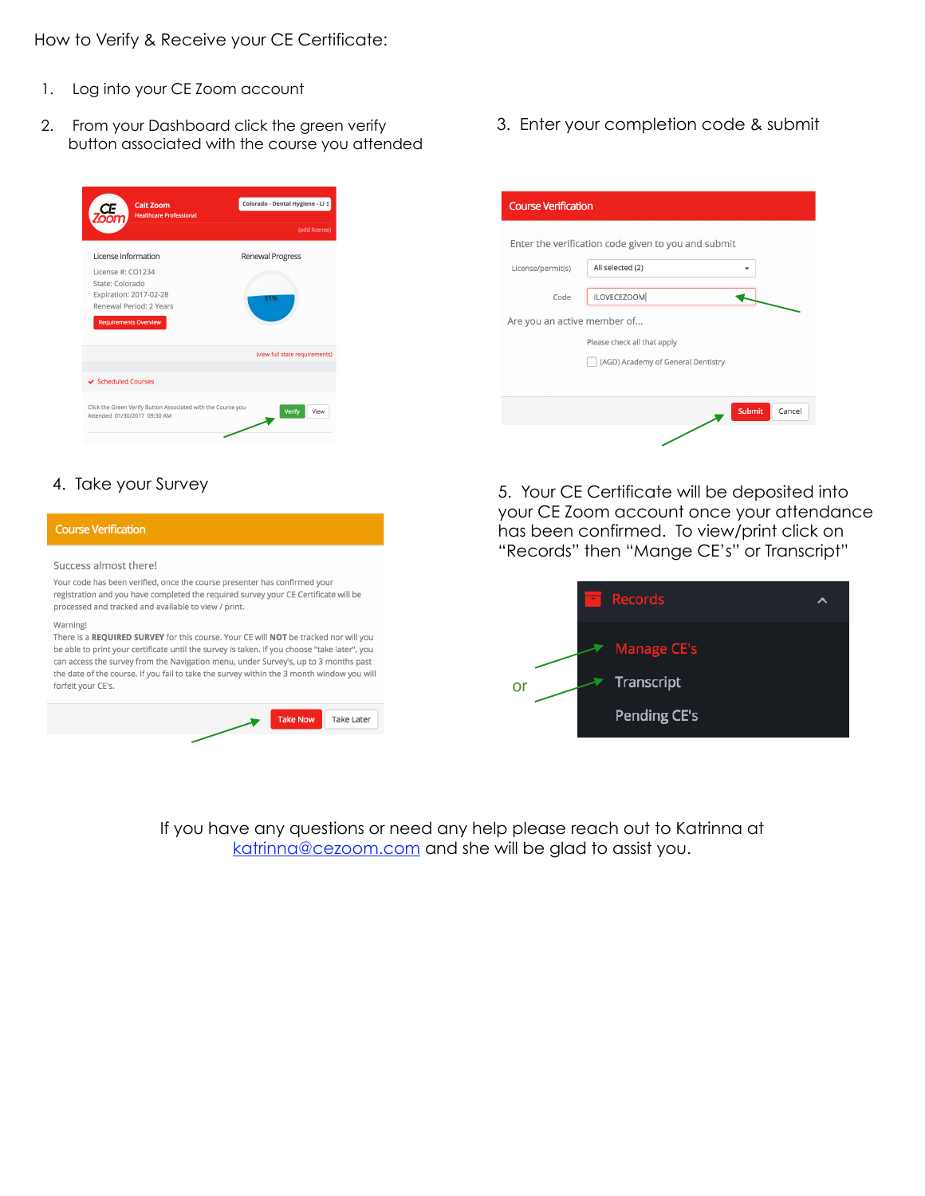How to Verify & Receive your CE Certificate:

1. Log into your CE Zoom account
2. From your Dashboard click the green verify button associated with the course you attended
3. Enter your completion code & submit
4. Take your Survey
5. Your CE Certificate will be deposited into your CE Zoom account once your attendance has been confirmed. To view/print click on "Records" then "Mange CE's" or Transcript"

If you have any questions or need any help please reach out to Katrinna at [katrinna@cezoom.com](mailto:katrinna@cezoom.com) and she will be glad to assist you.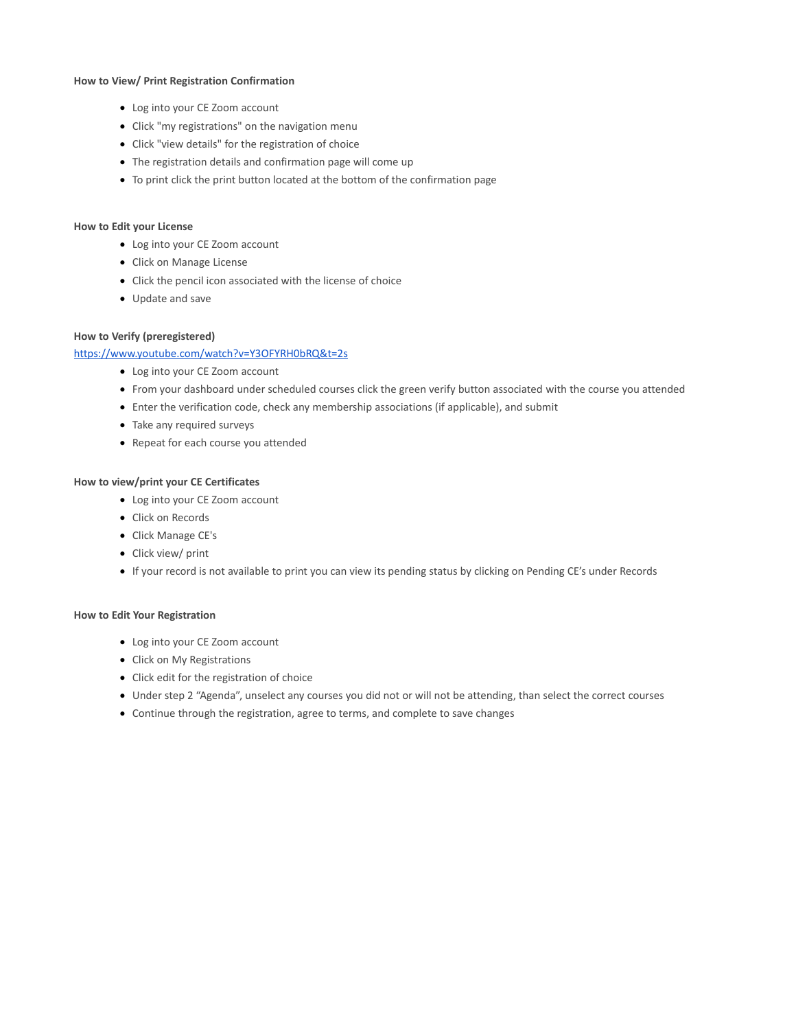**How to View/ Print Registration Confirmation**

- Log into your CE Zoom account
- Click "my registrations" on the navigation menu
- Click "view details" for the registration of choice
- The registration details and confirmation page will come up
- To print click the print button located at the bottom of the confirmation page

**How to Edit your License**

- Log into your CE Zoom account
- Click on Manage License
- Click the pencil icon associated with the license of choice
- Update and save

**How to Verify (preregistered)**

https://www.youtube.com/watch?v=Y3OFYRH0bRQ&t=2s

- Log into your CE Zoom account
- From your dashboard under scheduled courses click the green verify button associated with the course you attended
- Enter the verification code, check any membership associations (if applicable), and submit
- Take any required surveys
- Repeat for each course you attended

**How to view/print your CE Certificates**

- Log into your CE Zoom account
- Click on Records
- Click Manage CE's
- Click view/ print
- If your record is not available to print you can view its pending status by clicking on Pending CE's under Records

**How to Edit Your Registration**

- Log into your CE Zoom account
- Click on My Registrations
- Click edit for the registration of choice
- Under step 2 "Agenda", unselect any courses you did not or will not be attending, than select the correct courses
- Continue through the registration, agree to terms, and complete to save changes